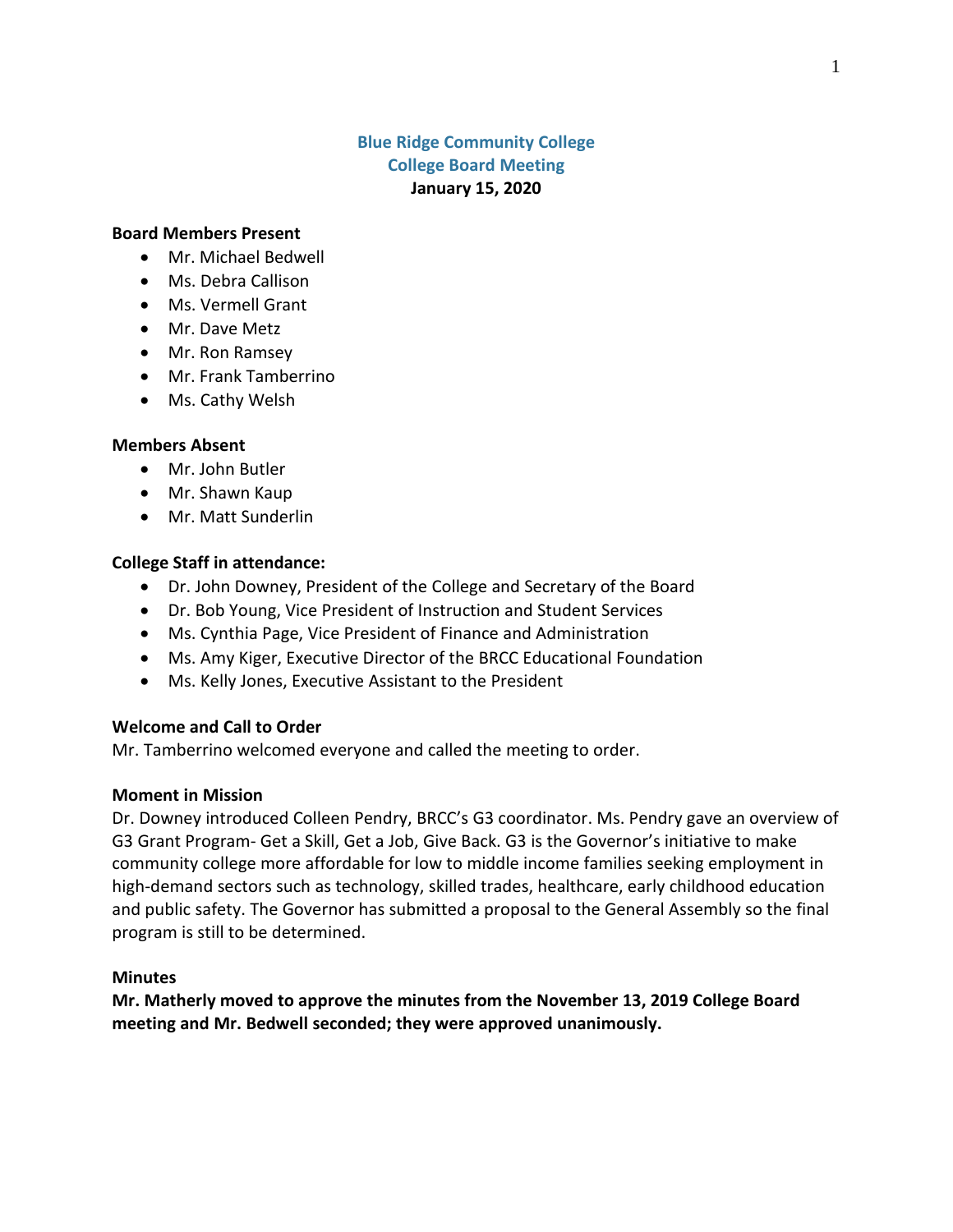# Blue Ridge Community College
## College Board Meeting
**January 15, 2020**

**Board Members Present**

- Mr. Michael Bedwell
- Ms. Debra Callison
- Ms. Vermell Grant
- Mr. Dave Metz
- Mr. Ron Ramsey
- Mr. Frank Tamberrino
- Ms. Cathy Welsh

**Members Absent**

- Mr. John Butler
- Mr. Shawn Kaup
- Mr. Matt Sunderlin

**College Staff in attendance:**

- Dr. John Downey, President of the College and Secretary of the Board
- Dr. Bob Young, Vice President of Instruction and Student Services
- Ms. Cynthia Page, Vice President of Finance and Administration
- Ms. Amy Kiger, Executive Director of the BRCC Educational Foundation
- Ms. Kelly Jones, Executive Assistant to the President

**Welcome and Call to Order**

Mr. Tamberrino welcomed everyone and called the meeting to order.

**Moment in Mission**

Dr. Downey introduced Colleen Pendry, BRCC's G3 coordinator. Ms. Pendry gave an overview of G3 Grant Program- Get a Skill, Get a Job, Give Back. G3 is the Governor's initiative to make community college more affordable for low to middle income families seeking employment in high-demand sectors such as technology, skilled trades, healthcare, early childhood education and public safety. The Governor has submitted a proposal to the General Assembly so the final program is still to be determined.

**Minutes**

**Mr. Matherly moved to approve the minutes from the November 13, 2019 College Board meeting and Mr. Bedwell seconded; they were approved unanimously.**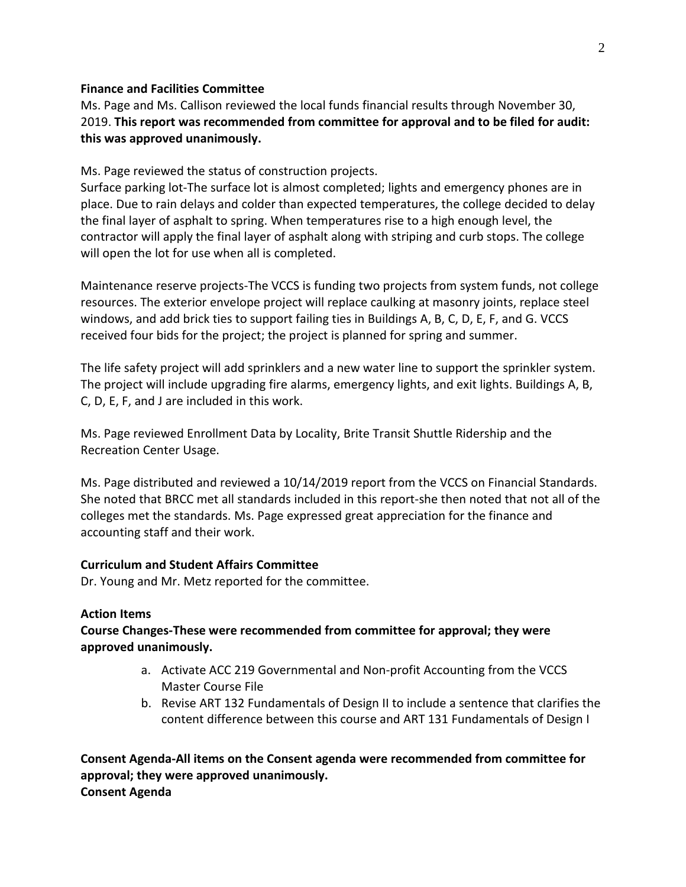**Finance and Facilities Committee**

Ms. Page and Ms. Callison reviewed the local funds financial results through November 30, 2019. **This report was recommended from committee for approval and to be filed for audit: this was approved unanimously.**

Ms. Page reviewed the status of construction projects.

Surface parking lot-The surface lot is almost completed; lights and emergency phones are in place. Due to rain delays and colder than expected temperatures, the college decided to delay the final layer of asphalt to spring. When temperatures rise to a high enough level, the contractor will apply the final layer of asphalt along with striping and curb stops. The college will open the lot for use when all is completed.

Maintenance reserve projects-The VCCS is funding two projects from system funds, not college resources. The exterior envelope project will replace caulking at masonry joints, replace steel windows, and add brick ties to support failing ties in Buildings A, B, C, D, E, F, and G. VCCS received four bids for the project; the project is planned for spring and summer.

The life safety project will add sprinklers and a new water line to support the sprinkler system. The project will include upgrading fire alarms, emergency lights, and exit lights. Buildings A, B, C, D, E, F, and J are included in this work.

Ms. Page reviewed Enrollment Data by Locality, Brite Transit Shuttle Ridership and the Recreation Center Usage.

Ms. Page distributed and reviewed a 10/14/2019 report from the VCCS on Financial Standards. She noted that BRCC met all standards included in this report-she then noted that not all of the colleges met the standards. Ms. Page expressed great appreciation for the finance and accounting staff and their work.

**Curriculum and Student Affairs Committee**

Dr. Young and Mr. Metz reported for the committee.

**Action Items**

**Course Changes-These were recommended from committee for approval; they were approved unanimously.**

a. Activate ACC 219 Governmental and Non-profit Accounting from the VCCS Master Course File
b. Revise ART 132 Fundamentals of Design II to include a sentence that clarifies the content difference between this course and ART 131 Fundamentals of Design I

**Consent Agenda-All items on the Consent agenda were recommended from committee for approval; they were approved unanimously.**

**Consent Agenda**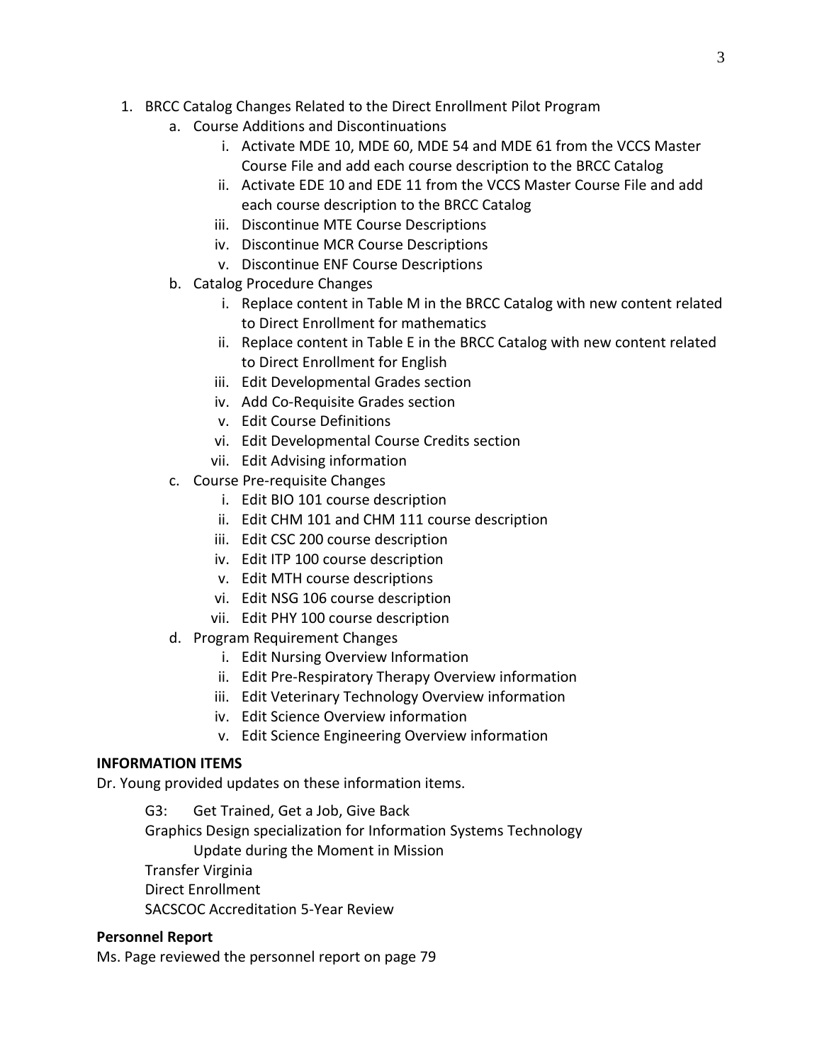1. BRCC Catalog Changes Related to the Direct Enrollment Pilot Program
   a. Course Additions and Discontinuations
      i. Activate MDE 10, MDE 60, MDE 54 and MDE 61 from the VCCS Master Course File and add each course description to the BRCC Catalog
      ii. Activate EDE 10 and EDE 11 from the VCCS Master Course File and add each course description to the BRCC Catalog
      iii. Discontinue MTE Course Descriptions
      iv. Discontinue MCR Course Descriptions
      v. Discontinue ENF Course Descriptions
   b. Catalog Procedure Changes
      i. Replace content in Table M in the BRCC Catalog with new content related to Direct Enrollment for mathematics
      ii. Replace content in Table E in the BRCC Catalog with new content related to Direct Enrollment for English
      iii. Edit Developmental Grades section
      iv. Add Co-Requisite Grades section
      v. Edit Course Definitions
      vi. Edit Developmental Course Credits section
      vii. Edit Advising information
   c. Course Pre-requisite Changes
      i. Edit BIO 101 course description
      ii. Edit CHM 101 and CHM 111 course description
      iii. Edit CSC 200 course description
      iv. Edit ITP 100 course description
      v. Edit MTH course descriptions
      vi. Edit NSG 106 course description
      vii. Edit PHY 100 course description
   d. Program Requirement Changes
      i. Edit Nursing Overview Information
      ii. Edit Pre-Respiratory Therapy Overview information
      iii. Edit Veterinary Technology Overview information
      iv. Edit Science Overview information
      v. Edit Science Engineering Overview information

**INFORMATION ITEMS**

Dr. Young provided updates on these information items.

G3: Get Trained, Get a Job, Give Back
Graphics Design specialization for Information Systems Technology
Update during the Moment in Mission
Transfer Virginia
Direct Enrollment
SACSCOC Accreditation 5-Year Review

**Personnel Report**

Ms. Page reviewed the personnel report on page 79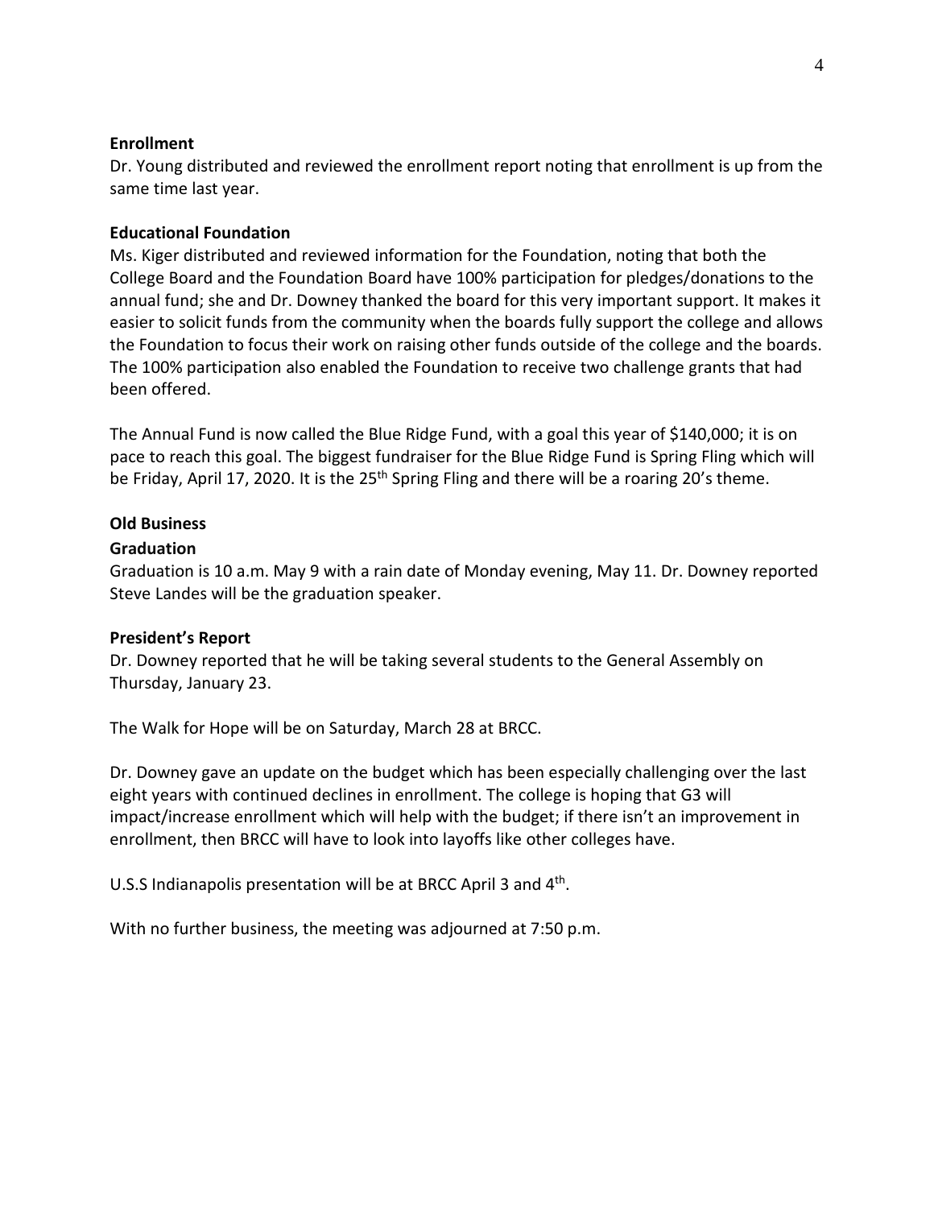**Enrollment**

Dr. Young distributed and reviewed the enrollment report noting that enrollment is up from the same time last year.

**Educational Foundation**

Ms. Kiger distributed and reviewed information for the Foundation, noting that both the College Board and the Foundation Board have 100% participation for pledges/donations to the annual fund; she and Dr. Downey thanked the board for this very important support. It makes it easier to solicit funds from the community when the boards fully support the college and allows the Foundation to focus their work on raising other funds outside of the college and the boards. The 100% participation also enabled the Foundation to receive two challenge grants that had been offered.

The Annual Fund is now called the Blue Ridge Fund, with a goal this year of $140,000; it is on pace to reach this goal. The biggest fundraiser for the Blue Ridge Fund is Spring Fling which will be Friday, April 17, 2020. It is the 25th Spring Fling and there will be a roaring 20's theme.

**Old Business**

**Graduation**

Graduation is 10 a.m. May 9 with a rain date of Monday evening, May 11. Dr. Downey reported Steve Landes will be the graduation speaker.

**President's Report**

Dr. Downey reported that he will be taking several students to the General Assembly on Thursday, January 23.

The Walk for Hope will be on Saturday, March 28 at BRCC.

Dr. Downey gave an update on the budget which has been especially challenging over the last eight years with continued declines in enrollment. The college is hoping that G3 will impact/increase enrollment which will help with the budget; if there isn't an improvement in enrollment, then BRCC will have to look into layoffs like other colleges have.

U.S.S Indianapolis presentation will be at BRCC April 3 and 4th.

With no further business, the meeting was adjourned at 7:50 p.m.